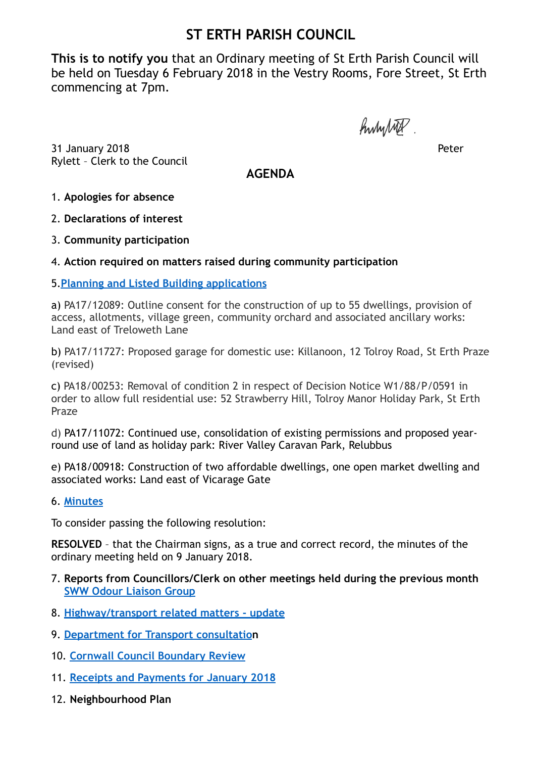# ST ERTH PARISH COUNCIL

**This is to notify you** that an Ordinary meeting of St Erth Parish Council will be held on Tuesday 6 February 2018 in the Vestry Rooms, Fore Street, St Erth commencing at 7pm.

31 January 2018 Peter Rylett – Clerk to the Council

## AGENDA

1. **Apologies for absence**
2. **Declarations of interest**
3. **Community participation**
4. **Action required on matters raised during community participation**
5. **Planning and Listed Building applications**

a) PA17/12089: Outline consent for the construction of up to 55 dwellings, provision of access, allotments, village green, community orchard and associated ancillary works: Land east of Treloweth Lane

b) PA17/11727: Proposed garage for domestic use: Killanoon, 12 Tolroy Road, St Erth Praze (revised)

c) PA18/00253: Removal of condition 2 in respect of Decision Notice W1/88/P/0591 in order to allow full residential use: 52 Strawberry Hill, Tolroy Manor Holiday Park, St Erth Praze

d) PA17/11072: Continued use, consolidation of existing permissions and proposed year-round use of land as holiday park: River Valley Caravan Park, Relubbus

e) PA18/00918: Construction of two affordable dwellings, one open market dwelling and associated works: Land east of Vicarage Gate

6. **Minutes**

To consider passing the following resolution:

**RESOLVED** – that the Chairman signs, as a true and correct record, the minutes of the ordinary meeting held on 9 January 2018.

7. **Reports from Councillors/Clerk on other meetings held during the previous month**
   **SWW Odour Liaison Group**
8. **Highway/transport related matters - update**
9. **Department for Transport consultation**
10. **Cornwall Council Boundary Review**
11. **Receipts and Payments for January 2018**
12. **Neighbourhood Plan**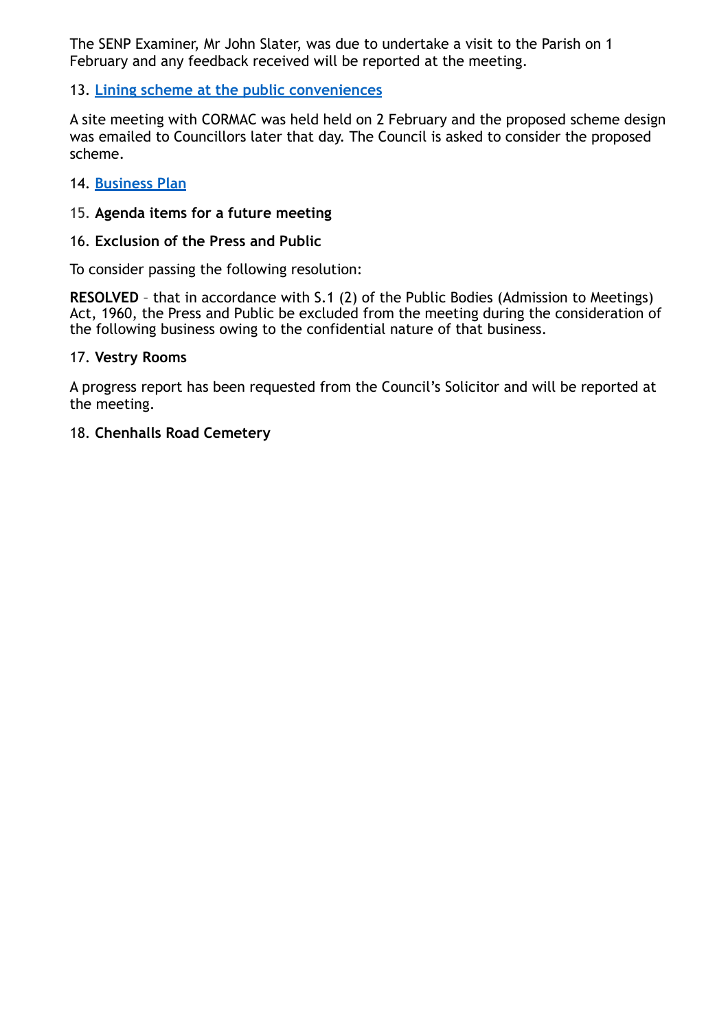The SENP Examiner, Mr John Slater, was due to undertake a visit to the Parish on 1 February and any feedback received will be reported at the meeting.

13. **Lining scheme at the public conveniences**

A site meeting with CORMAC was held held on 2 February and the proposed scheme design was emailed to Councillors later that day. The Council is asked to consider the proposed scheme.

14. **Business Plan**

15. **Agenda items for a future meeting**

16. **Exclusion of the Press and Public**

To consider passing the following resolution:

**RESOLVED** – that in accordance with S.1 (2) of the Public Bodies (Admission to Meetings) Act, 1960, the Press and Public be excluded from the meeting during the consideration of the following business owing to the confidential nature of that business.

17. **Vestry Rooms**

A progress report has been requested from the Council's Solicitor and will be reported at the meeting.

18. **Chenhalls Road Cemetery**